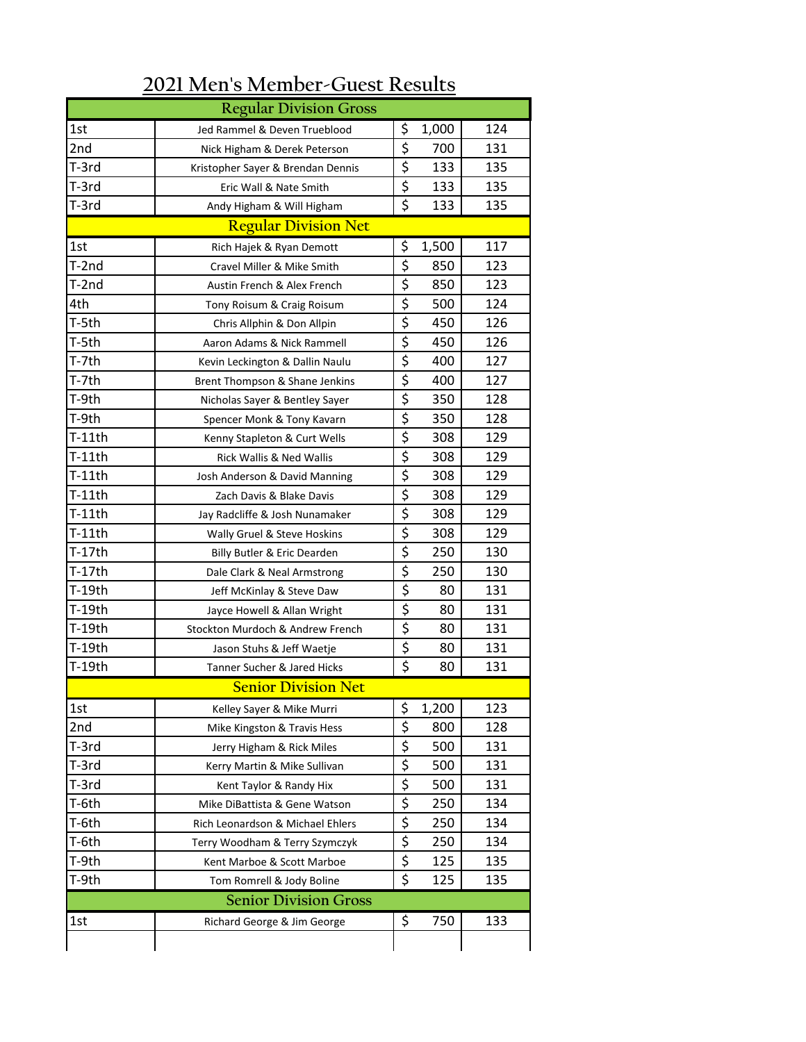# 2021 Men's Member-Guest Results

| Regular Division Gross | | | |
|---|---|---|---|
| 1st | Jed Rammel & Deven Trueblood | $ 1,000 | 124 |
| 2nd | Nick Higham & Derek Peterson | $ 700 | 131 |
| T-3rd | Kristopher Sayer & Brendan Dennis | $ 133 | 135 |
| T-3rd | Eric Wall & Nate Smith | $ 133 | 135 |
| T-3rd | Andy Higham & Will Higham | $ 133 | 135 |
| **Regular Division Net** | | | |
| 1st | Rich Hajek & Ryan Demott | $ 1,500 | 117 |
| T-2nd | Cravel Miller & Mike Smith | $ 850 | 123 |
| T-2nd | Austin French & Alex French | $ 850 | 123 |
| 4th | Tony Roisum & Craig Roisum | $ 500 | 124 |
| T-5th | Chris Allphin & Don Allpin | $ 450 | 126 |
| T-5th | Aaron Adams & Nick Rammell | $ 450 | 126 |
| T-7th | Kevin Leckington & Dallin Naulu | $ 400 | 127 |
| T-7th | Brent Thompson & Shane Jenkins | $ 400 | 127 |
| T-9th | Nicholas Sayer & Bentley Sayer | $ 350 | 128 |
| T-9th | Spencer Monk & Tony Kavarn | $ 350 | 128 |
| T-11th | Kenny Stapleton & Curt Wells | $ 308 | 129 |
| T-11th | Rick Wallis & Ned Wallis | $ 308 | 129 |
| T-11th | Josh Anderson & David Manning | $ 308 | 129 |
| T-11th | Zach Davis & Blake Davis | $ 308 | 129 |
| T-11th | Jay Radcliffe & Josh Nunamaker | $ 308 | 129 |
| T-11th | Wally Gruel & Steve Hoskins | $ 308 | 129 |
| T-17th | Billy Butler & Eric Dearden | $ 250 | 130 |
| T-17th | Dale Clark & Neal Armstrong | $ 250 | 130 |
| T-19th | Jeff McKinlay & Steve Daw | $ 80 | 131 |
| T-19th | Jayce Howell & Allan Wright | $ 80 | 131 |
| T-19th | Stockton Murdoch & Andrew French | $ 80 | 131 |
| T-19th | Jason Stuhs & Jeff Waetje | $ 80 | 131 |
| T-19th | Tanner Sucher & Jared Hicks | $ 80 | 131 |
| **Senior Division Net** | | | |
| 1st | Kelley Sayer & Mike Murri | $ 1,200 | 123 |
| 2nd | Mike Kingston & Travis Hess | $ 800 | 128 |
| T-3rd | Jerry Higham & Rick Miles | $ 500 | 131 |
| T-3rd | Kerry Martin & Mike Sullivan | $ 500 | 131 |
| T-3rd | Kent Taylor & Randy Hix | $ 500 | 131 |
| T-6th | Mike DiBattista & Gene Watson | $ 250 | 134 |
| T-6th | Rich Leonardson & Michael Ehlers | $ 250 | 134 |
| T-6th | Terry Woodham & Terry Szymczyk | $ 250 | 134 |
| T-9th | Kent Marboe & Scott Marboe | $ 125 | 135 |
| T-9th | Tom Romrell & Jody Boline | $ 125 | 135 |
| **Senior Division Gross** | | | |
| 1st | Richard George & Jim George | $ 750 | 133 |
| | | | |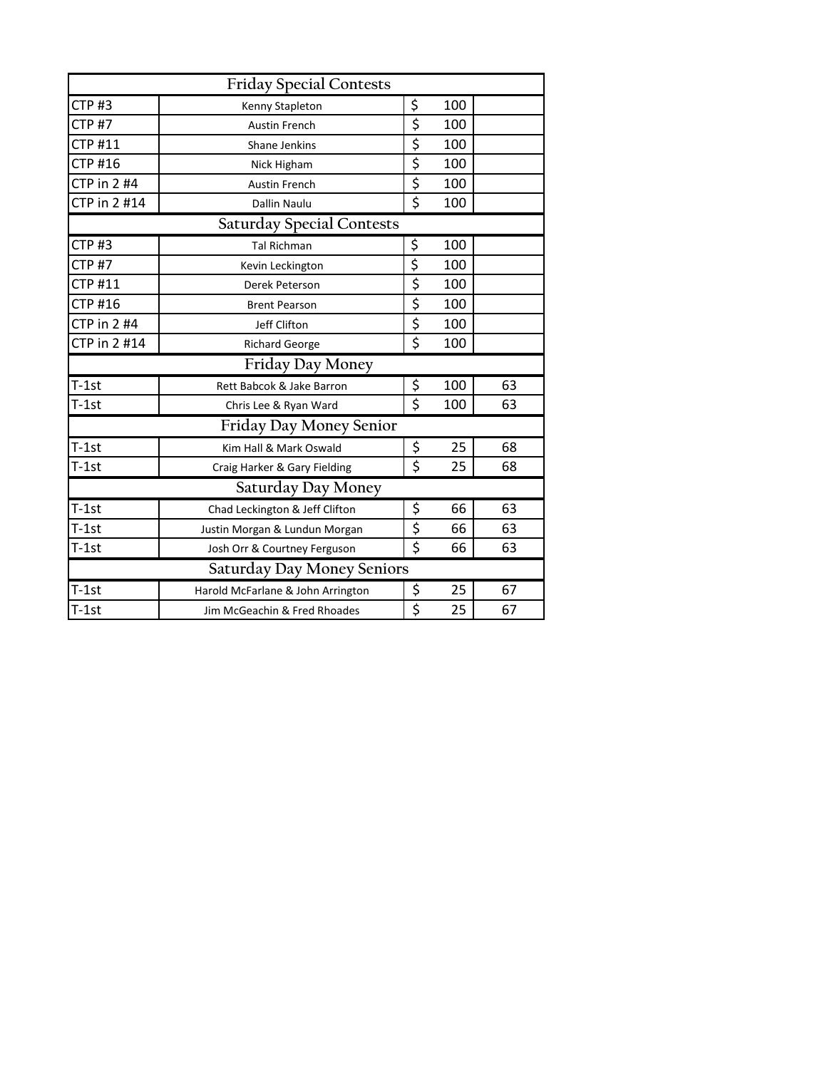| | | | |
|---|---|---|---|
| **Friday Special Contests** | | | |
| CTP #3 | Kenny Stapleton | $ 100 | |
| CTP #7 | Austin French | $ 100 | |
| CTP #11 | Shane Jenkins | $ 100 | |
| CTP #16 | Nick Higham | $ 100 | |
| CTP in 2 #4 | Austin French | $ 100 | |
| CTP in 2 #14 | Dallin Naulu | $ 100 | |
| **Saturday Special Contests** | | | |
| CTP #3 | Tal Richman | $ 100 | |
| CTP #7 | Kevin Leckington | $ 100 | |
| CTP #11 | Derek Peterson | $ 100 | |
| CTP #16 | Brent Pearson | $ 100 | |
| CTP in 2 #4 | Jeff Clifton | $ 100 | |
| CTP in 2 #14 | Richard George | $ 100 | |
| **Friday Day Money** | | | |
| T-1st | Rett Babcok & Jake Barron | $ 100 | 63 |
| T-1st | Chris Lee & Ryan Ward | $ 100 | 63 |
| **Friday Day Money Senior** | | | |
| T-1st | Kim Hall & Mark Oswald | $ 25 | 68 |
| T-1st | Craig Harker & Gary Fielding | $ 25 | 68 |
| **Saturday Day Money** | | | |
| T-1st | Chad Leckington & Jeff Clifton | $ 66 | 63 |
| T-1st | Justin Morgan & Lundun Morgan | $ 66 | 63 |
| T-1st | Josh Orr & Courtney Ferguson | $ 66 | 63 |
| **Saturday Day Money Seniors** | | | |
| T-1st | Harold McFarlane & John Arrington | $ 25 | 67 |
| T-1st | Jim McGeachin & Fred Rhoades | $ 25 | 67 |